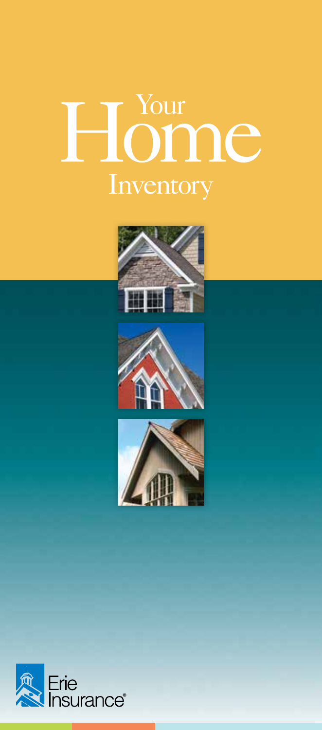# Your Home Inventory

Erie Insurance®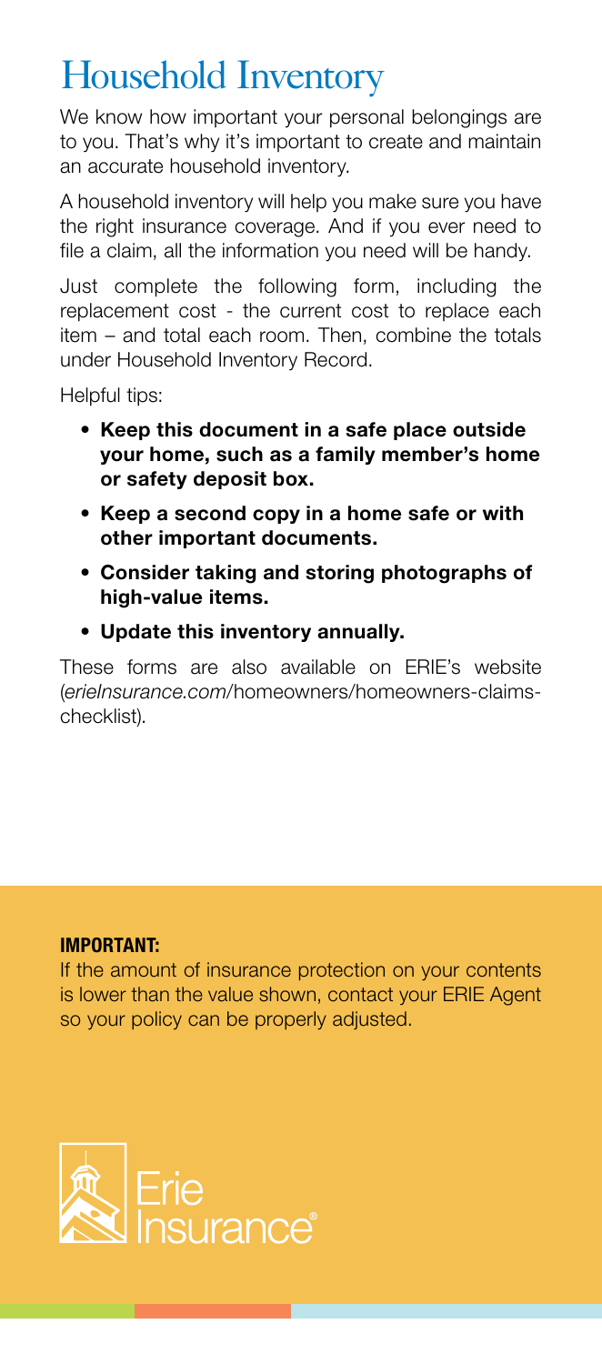# Household Inventory

We know how important your personal belongings are to you. That's why it's important to create and maintain an accurate household inventory.

A household inventory will help you make sure you have the right insurance coverage. And if you ever need to file a claim, all the information you need will be handy.

Just complete the following form, including the replacement cost - the current cost to replace each item – and total each room. Then, combine the totals under Household Inventory Record.

Helpful tips:

- **Keep this document in a safe place outside your home, such as a family member's home or safety deposit box.**
- **Keep a second copy in a home safe or with other important documents.**
- **Consider taking and storing photographs of high-value items.**
- **Update this inventory annually.**

These forms are also available on ERIE's website (*erieInsurance.com*/homeowners/homeowners-claims-checklist).

**IMPORTANT:**

If the amount of insurance protection on your contents is lower than the value shown, contact your ERIE Agent so your policy can be properly adjusted.

Erie Insurance®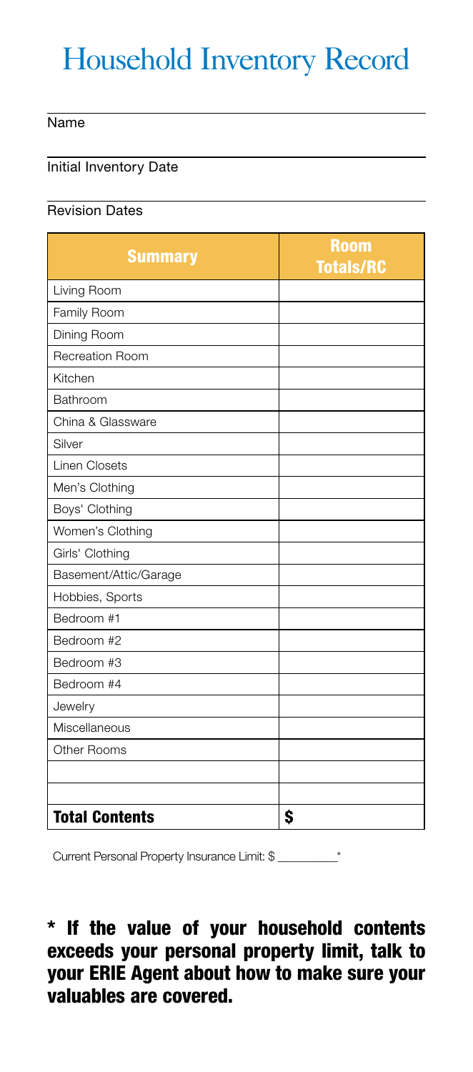# Household Inventory Record

Name ______________________________

Initial Inventory Date ______________________________

Revision Dates ______________________________

| Summary | Room Totals/RC |
|---|---|
| Living Room | |
| Family Room | |
| Dining Room | |
| Recreation Room | |
| Kitchen | |
| Bathroom | |
| China & Glassware | |
| Silver | |
| Linen Closets | |
| Men's Clothing | |
| Boys' Clothing | |
| Women's Clothing | |
| Girls' Clothing | |
| Basement/Attic/Garage | |
| Hobbies, Sports | |
| Bedroom #1 | |
| Bedroom #2 | |
| Bedroom #3 | |
| Bedroom #4 | |
| Jewelry | |
| Miscellaneous | |
| Other Rooms | |
| | |
| | |
| **Total Contents** | **$** |

Current Personal Property Insurance Limit: $ __________*

**\* If the value of your household contents exceeds your personal property limit, talk to your ERIE Agent about how to make sure your valuables are covered.**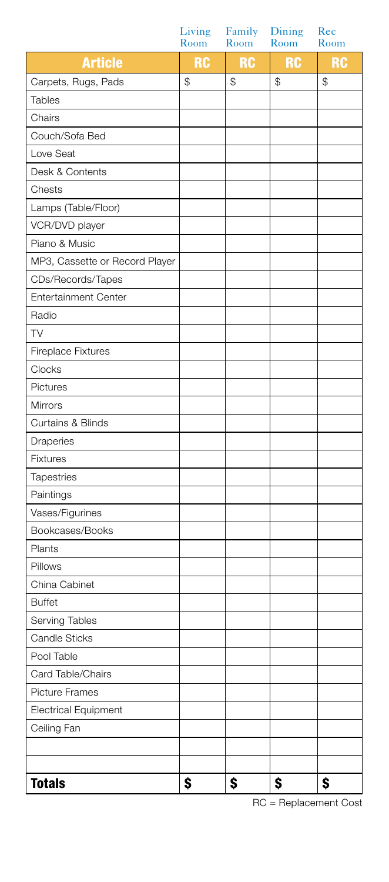| Article | Living Room<br>RC | Family Room<br>RC | Dining Room<br>RC | Rec Room<br>RC |
|---|---|---|---|---|
| Carpets, Rugs, Pads | $ | $ | $ | $ |
| Tables | | | | |
| Chairs | | | | |
| Couch/Sofa Bed | | | | |
| Love Seat | | | | |
| Desk & Contents | | | | |
| Chests | | | | |
| Lamps (Table/Floor) | | | | |
| VCR/DVD player | | | | |
| Piano & Music | | | | |
| MP3, Cassette or Record Player | | | | |
| CDs/Records/Tapes | | | | |
| Entertainment Center | | | | |
| Radio | | | | |
| TV | | | | |
| Fireplace Fixtures | | | | |
| Clocks | | | | |
| Pictures | | | | |
| Mirrors | | | | |
| Curtains & Blinds | | | | |
| Draperies | | | | |
| Fixtures | | | | |
| Tapestries | | | | |
| Paintings | | | | |
| Vases/Figurines | | | | |
| Bookcases/Books | | | | |
| Plants | | | | |
| Pillows | | | | |
| China Cabinet | | | | |
| Buffet | | | | |
| Serving Tables | | | | |
| Candle Sticks | | | | |
| Pool Table | | | | |
| Card Table/Chairs | | | | |
| Picture Frames | | | | |
| Electrical Equipment | | | | |
| Ceiling Fan | | | | |
| | | | | |
| | | | | |
| **Totals** | **$** | **$** | **$** | **$** |

RC = Replacement Cost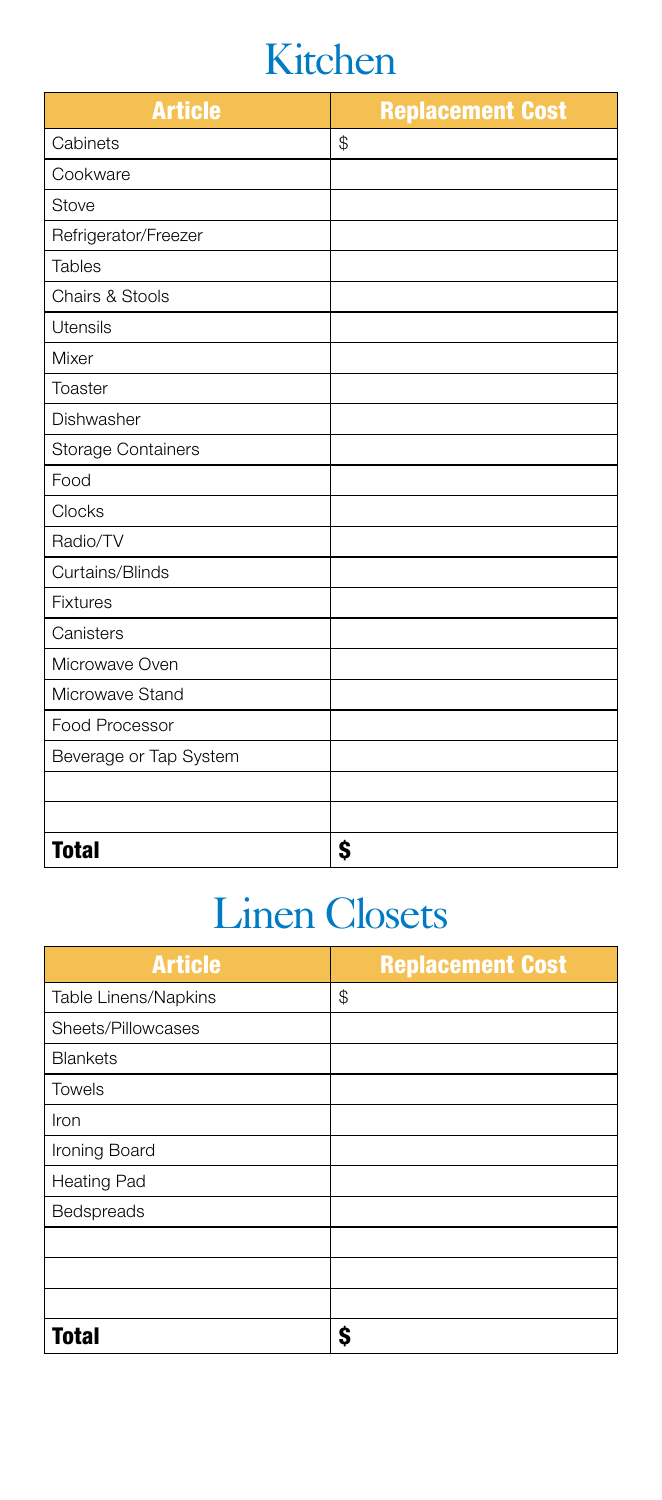# Kitchen

| Article | Replacement Cost |
|---|---|
| Cabinets | $ |
| Cookware | |
| Stove | |
| Refrigerator/Freezer | |
| Tables | |
| Chairs & Stools | |
| Utensils | |
| Mixer | |
| Toaster | |
| Dishwasher | |
| Storage Containers | |
| Food | |
| Clocks | |
| Radio/TV | |
| Curtains/Blinds | |
| Fixtures | |
| Canisters | |
| Microwave Oven | |
| Microwave Stand | |
| Food Processor | |
| Beverage or Tap System | |
| | |
| | |
| **Total** | **$** |

# Linen Closets

| Article | Replacement Cost |
|---|---|
| Table Linens/Napkins | $ |
| Sheets/Pillowcases | |
| Blankets | |
| Towels | |
| Iron | |
| Ironing Board | |
| Heating Pad | |
| Bedspreads | |
| | |
| | |
| | |
| **Total** | **$** |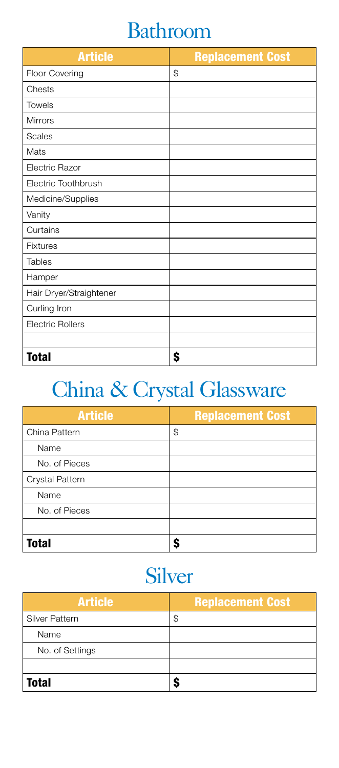# Bathroom

| Article | Replacement Cost |
| --- | --- |
| Floor Covering | $ |
| Chests | |
| Towels | |
| Mirrors | |
| Scales | |
| Mats | |
| Electric Razor | |
| Electric Toothbrush | |
| Medicine/Supplies | |
| Vanity | |
| Curtains | |
| Fixtures | |
| Tables | |
| Hamper | |
| Hair Dryer/Straightener | |
| Curling Iron | |
| Electric Rollers | |
| | |
| **Total** | **$** |

# China & Crystal Glassware

| Article | Replacement Cost |
| --- | --- |
| China Pattern | $ |
| Name | |
| No. of Pieces | |
| Crystal Pattern | |
| Name | |
| No. of Pieces | |
| | |
| **Total** | **$** |

# Silver

| Article | Replacement Cost |
| --- | --- |
| Silver Pattern | $ |
| Name | |
| No. of Settings | |
| | |
| **Total** | **$** |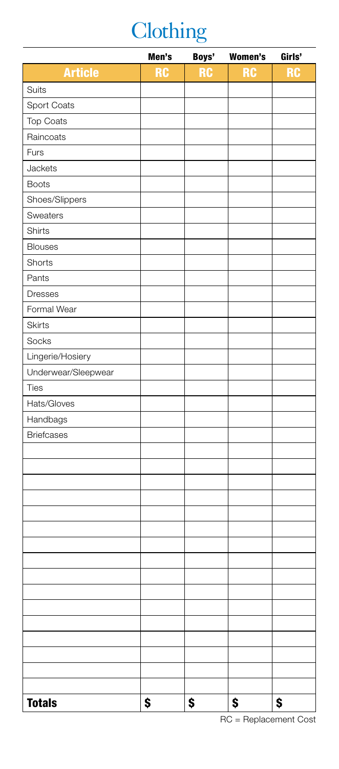# Clothing

| | Men's | Boys' | Women's | Girls' |
|---|---|---|---|---|
| **Article** | **RC** | **RC** | **RC** | **RC** |
| Suits | | | | |
| Sport Coats | | | | |
| Top Coats | | | | |
| Raincoats | | | | |
| Furs | | | | |
| Jackets | | | | |
| Boots | | | | |
| Shoes/Slippers | | | | |
| Sweaters | | | | |
| Shirts | | | | |
| Blouses | | | | |
| Shorts | | | | |
| Pants | | | | |
| Dresses | | | | |
| Formal Wear | | | | |
| Skirts | | | | |
| Socks | | | | |
| Lingerie/Hosiery | | | | |
| Underwear/Sleepwear | | | | |
| Ties | | | | |
| Hats/Gloves | | | | |
| Handbags | | | | |
| Briefcases | | | | |
| | | | | |
| | | | | |
| | | | | |
| | | | | |
| | | | | |
| | | | | |
| | | | | |
| | | | | |
| | | | | |
| | | | | |
| | | | | |
| | | | | |
| | | | | |
| | | | | |
| | | | | |
| | | | | |
| **Totals** | **$** | **$** | **$** | **$** |

RC = Replacement Cost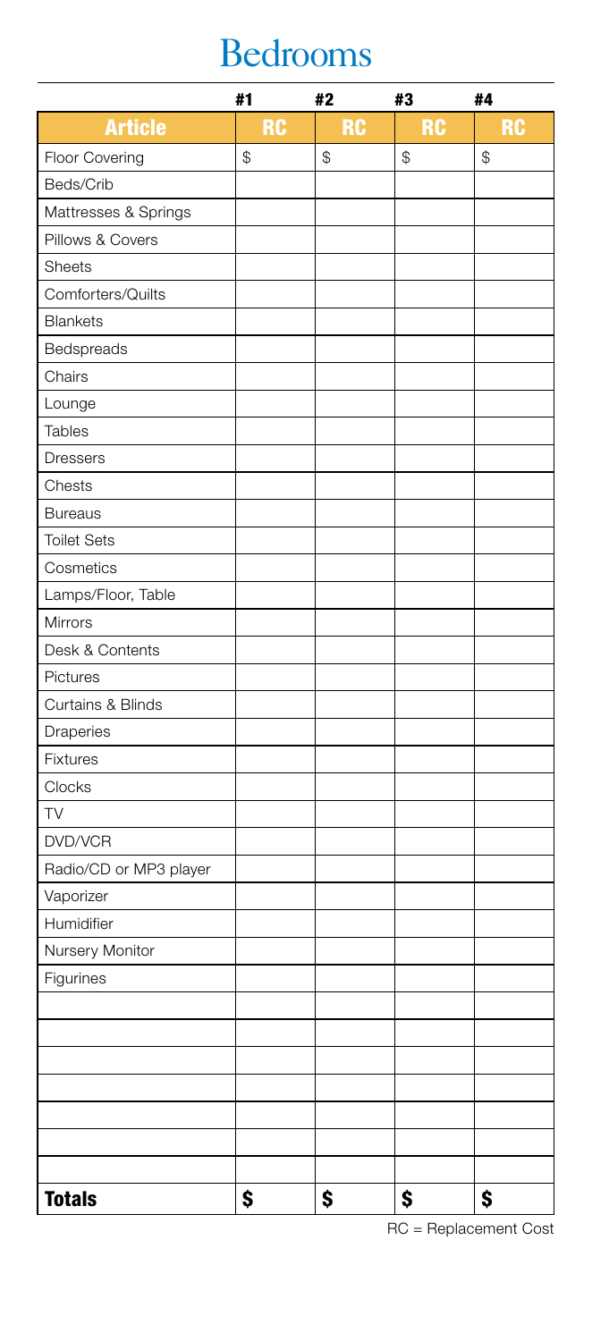# Bedrooms

| | #1 | #2 | #3 | #4 |
|---|---|---|---|---|
| **Article** | **RC** | **RC** | **RC** | **RC** |
| Floor Covering | $ | $ | $ | $ |
| Beds/Crib | | | | |
| Mattresses & Springs | | | | |
| Pillows & Covers | | | | |
| Sheets | | | | |
| Comforters/Quilts | | | | |
| Blankets | | | | |
| Bedspreads | | | | |
| Chairs | | | | |
| Lounge | | | | |
| Tables | | | | |
| Dressers | | | | |
| Chests | | | | |
| Bureaus | | | | |
| Toilet Sets | | | | |
| Cosmetics | | | | |
| Lamps/Floor, Table | | | | |
| Mirrors | | | | |
| Desk & Contents | | | | |
| Pictures | | | | |
| Curtains & Blinds | | | | |
| Draperies | | | | |
| Fixtures | | | | |
| Clocks | | | | |
| TV | | | | |
| DVD/VCR | | | | |
| Radio/CD or MP3 player | | | | |
| Vaporizer | | | | |
| Humidifier | | | | |
| Nursery Monitor | | | | |
| Figurines | | | | |
| | | | | |
| | | | | |
| | | | | |
| | | | | |
| | | | | |
| | | | | |
| | | | | |
| **Totals** | **$** | **$** | **$** | **$** |

RC = Replacement Cost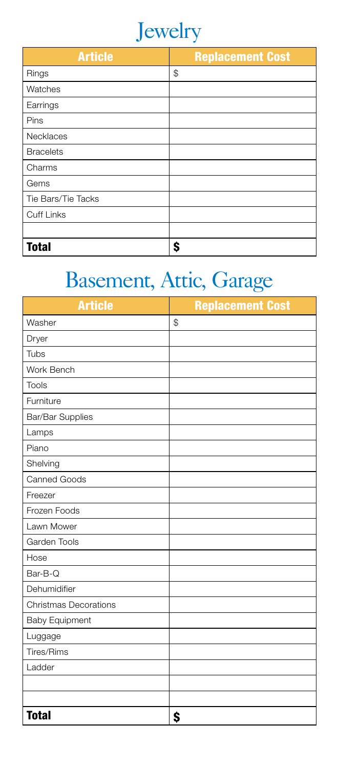# Jewelry

| Article | Replacement Cost |
|---|---|
| Rings | $ |
| Watches | |
| Earrings | |
| Pins | |
| Necklaces | |
| Bracelets | |
| Charms | |
| Gems | |
| Tie Bars/Tie Tacks | |
| Cuff Links | |
| | |
| **Total** | **$** |

# Basement, Attic, Garage

| Article | Replacement Cost |
|---|---|
| Washer | $ |
| Dryer | |
| Tubs | |
| Work Bench | |
| Tools | |
| Furniture | |
| Bar/Bar Supplies | |
| Lamps | |
| Piano | |
| Shelving | |
| Canned Goods | |
| Freezer | |
| Frozen Foods | |
| Lawn Mower | |
| Garden Tools | |
| Hose | |
| Bar-B-Q | |
| Dehumidifier | |
| Christmas Decorations | |
| Baby Equipment | |
| Luggage | |
| Tires/Rims | |
| Ladder | |
| | |
| | |
| **Total** | **$** |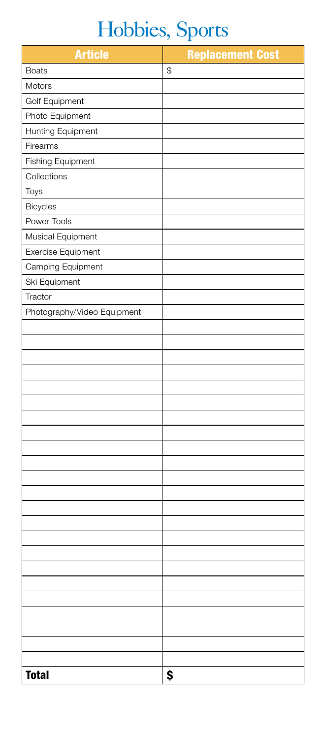# Hobbies, Sports

| Article | Replacement Cost |
|---|---|
| Boats | $ |
| Motors | |
| Golf Equipment | |
| Photo Equipment | |
| Hunting Equipment | |
| Firearms | |
| Fishing Equipment | |
| Collections | |
| Toys | |
| Bicycles | |
| Power Tools | |
| Musical Equipment | |
| Exercise Equipment | |
| Camping Equipment | |
| Ski Equipment | |
| Tractor | |
| Photography/Video Equipment | |
| | |
| | |
| | |
| | |
| | |
| | |
| | |
| | |
| | |
| | |
| | |
| | |
| | |
| | |
| | |
| | |
| | |
| | |
| | |
| | |
| | |
| | |
| | |
| **Total** | **$** |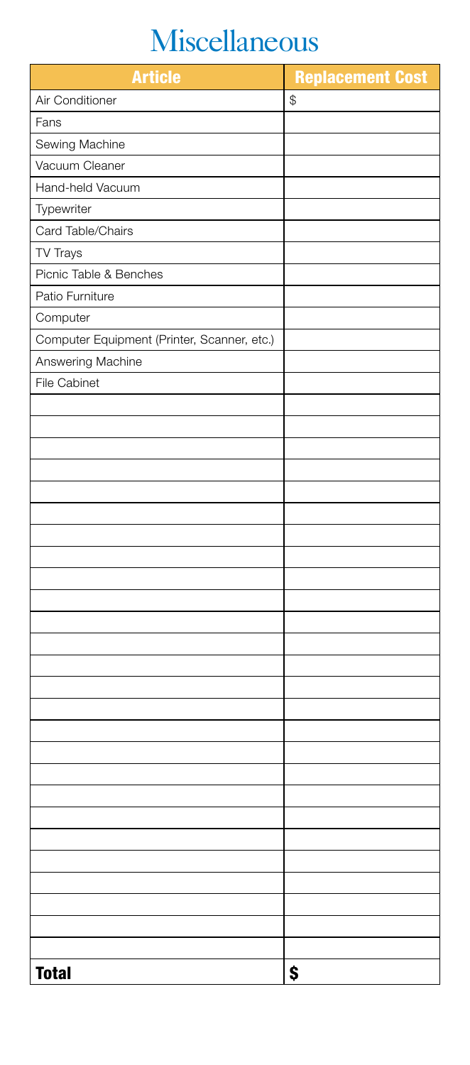# Miscellaneous

| Article | Replacement Cost |
|---|---|
| Air Conditioner | $ |
| Fans | |
| Sewing Machine | |
| Vacuum Cleaner | |
| Hand-held Vacuum | |
| Typewriter | |
| Card Table/Chairs | |
| TV Trays | |
| Picnic Table & Benches | |
| Patio Furniture | |
| Computer | |
| Computer Equipment (Printer, Scanner, etc.) | |
| Answering Machine | |
| File Cabinet | |
| | |
| | |
| | |
| | |
| | |
| | |
| | |
| | |
| | |
| | |
| | |
| | |
| | |
| | |
| | |
| | |
| | |
| | |
| | |
| | |
| | |
| | |
| | |
| | |
| | |
| **Total** | **$** |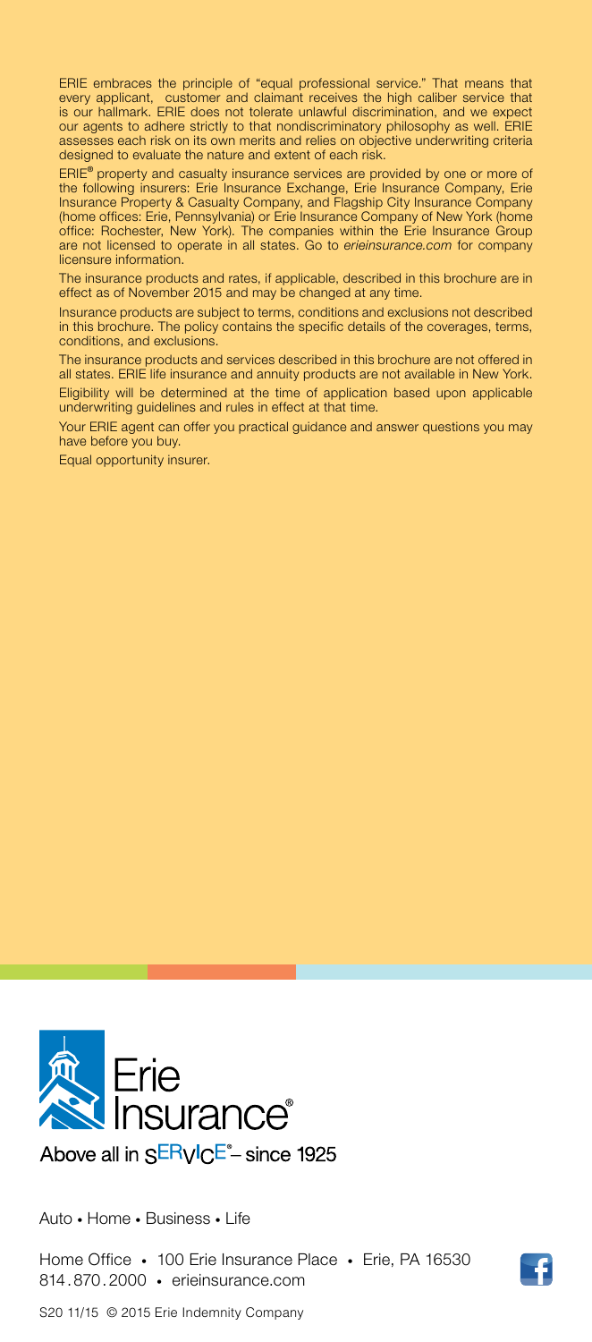ERIE embraces the principle of "equal professional service." That means that every applicant, customer and claimant receives the high caliber service that is our hallmark. ERIE does not tolerate unlawful discrimination, and we expect our agents to adhere strictly to that nondiscriminatory philosophy as well. ERIE assesses each risk on its own merits and relies on objective underwriting criteria designed to evaluate the nature and extent of each risk.

ERIE® property and casualty insurance services are provided by one or more of the following insurers: Erie Insurance Exchange, Erie Insurance Company, Erie Insurance Property & Casualty Company, and Flagship City Insurance Company (home offices: Erie, Pennsylvania) or Erie Insurance Company of New York (home office: Rochester, New York). The companies within the Erie Insurance Group are not licensed to operate in all states. Go to *erieinsurance.com* for company licensure information.

The insurance products and rates, if applicable, described in this brochure are in effect as of November 2015 and may be changed at any time.

Insurance products are subject to terms, conditions and exclusions not described in this brochure. The policy contains the specific details of the coverages, terms, conditions, and exclusions.

The insurance products and services described in this brochure are not offered in all states. ERIE life insurance and annuity products are not available in New York.

Eligibility will be determined at the time of application based upon applicable underwriting guidelines and rules in effect at that time.

Your ERIE agent can offer you practical guidance and answer questions you may have before you buy.

Equal opportunity insurer.

Erie Insurance®

Above all in SERVICE® – since 1925

Auto • Home • Business • Life

Home Office • 100 Erie Insurance Place • Erie, PA 16530
814.870.2000 • erieinsurance.com

S20 11/15 © 2015 Erie Indemnity Company